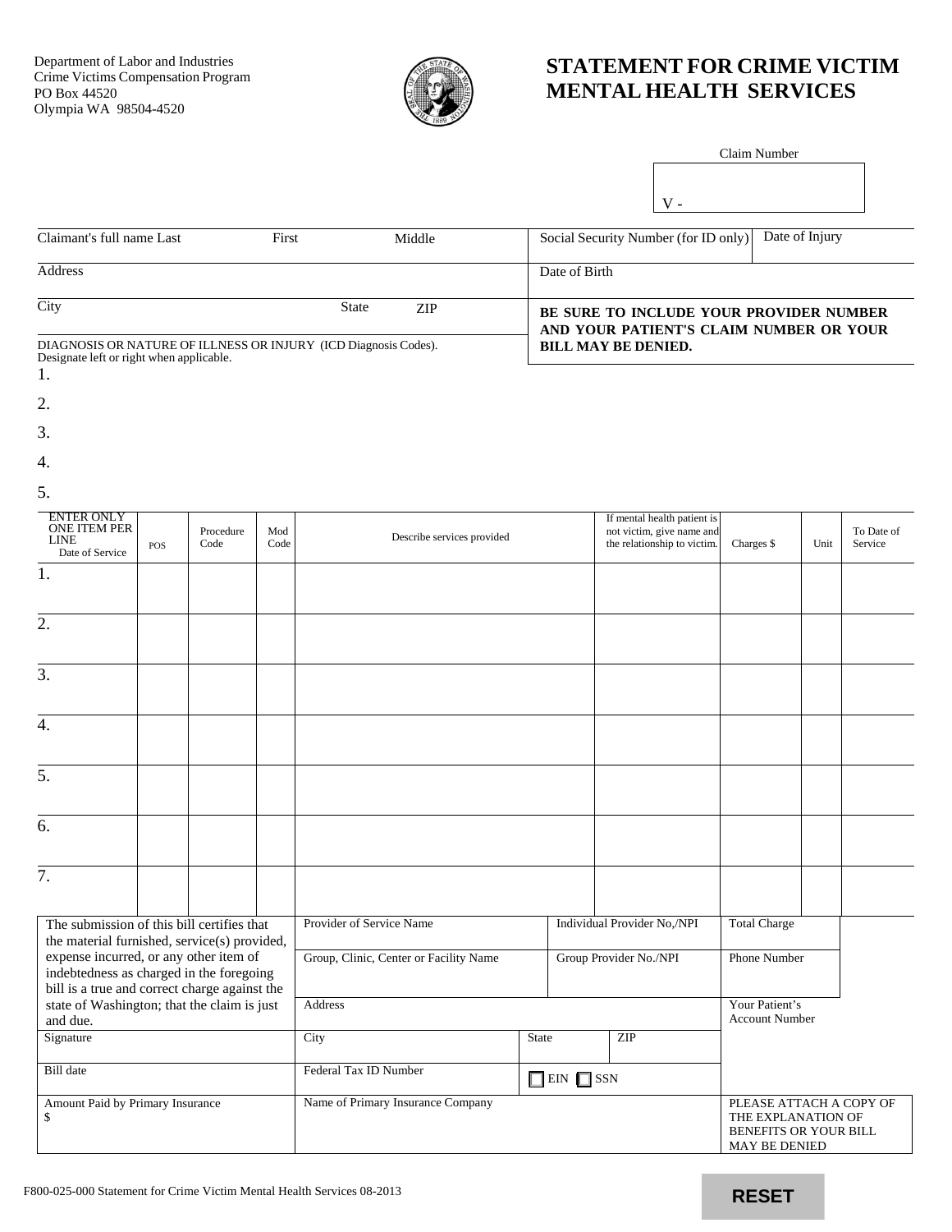Department of Labor and Industries
Crime Victims Compensation Program
PO Box 44520
Olympia WA 98504-4520

# STATEMENT FOR CRIME VICTIM MENTAL HEALTH SERVICES

Claim Number

V -

| Claimant's full name Last First Middle | Social Security Number (for ID only) | Date of Injury |
|---|---|---|
| Address | Date of Birth | |
| City State ZIP | **BE SURE TO INCLUDE YOUR PROVIDER NUMBER AND YOUR PATIENT'S CLAIM NUMBER OR YOUR BILL MAY BE DENIED.** | |

DIAGNOSIS OR NATURE OF ILLNESS OR INJURY (ICD Diagnosis Codes).
Designate left or right when applicable.

1.
2.
3.
4.
5.

| ENTER ONLY ONE ITEM PER LINE Date of Service | POS | Procedure Code | Mod Code | Describe services provided | If mental health patient is not victim, give name and the relationship to victim. | Charges $ | Unit | To Date of Service |
|---|---|---|---|---|---|---|---|---|
| 1. | | | | | | | | |
| 2. | | | | | | | | |
| 3. | | | | | | | | |
| 4. | | | | | | | | |
| 5. | | | | | | | | |
| 6. | | | | | | | | |
| 7. | | | | | | | | |

| The submission of this bill certifies that the material furnished, service(s) provided, expense incurred, or any other item of indebtedness as charged in the foregoing bill is a true and correct charge against the state of Washington; that the claim is just and due. | Provider of Service Name | Individual Provider No,/NPI | Total Charge |
|---|---|---|---|
| | Group, Clinic, Center or Facility Name | Group Provider No./NPI | Phone Number |
| | Address | | Your Patient's Account Number |
| Signature | City | State ZIP | |
| Bill date | Federal Tax ID Number | ☐ EIN ☐ SSN | |
| Amount Paid by Primary Insurance $ | Name of Primary Insurance Company | | PLEASE ATTACH A COPY OF THE EXPLANATION OF BENEFITS OR YOUR BILL MAY BE DENIED |

F800-025-000 Statement for Crime Victim Mental Health Services 08-2013

RESET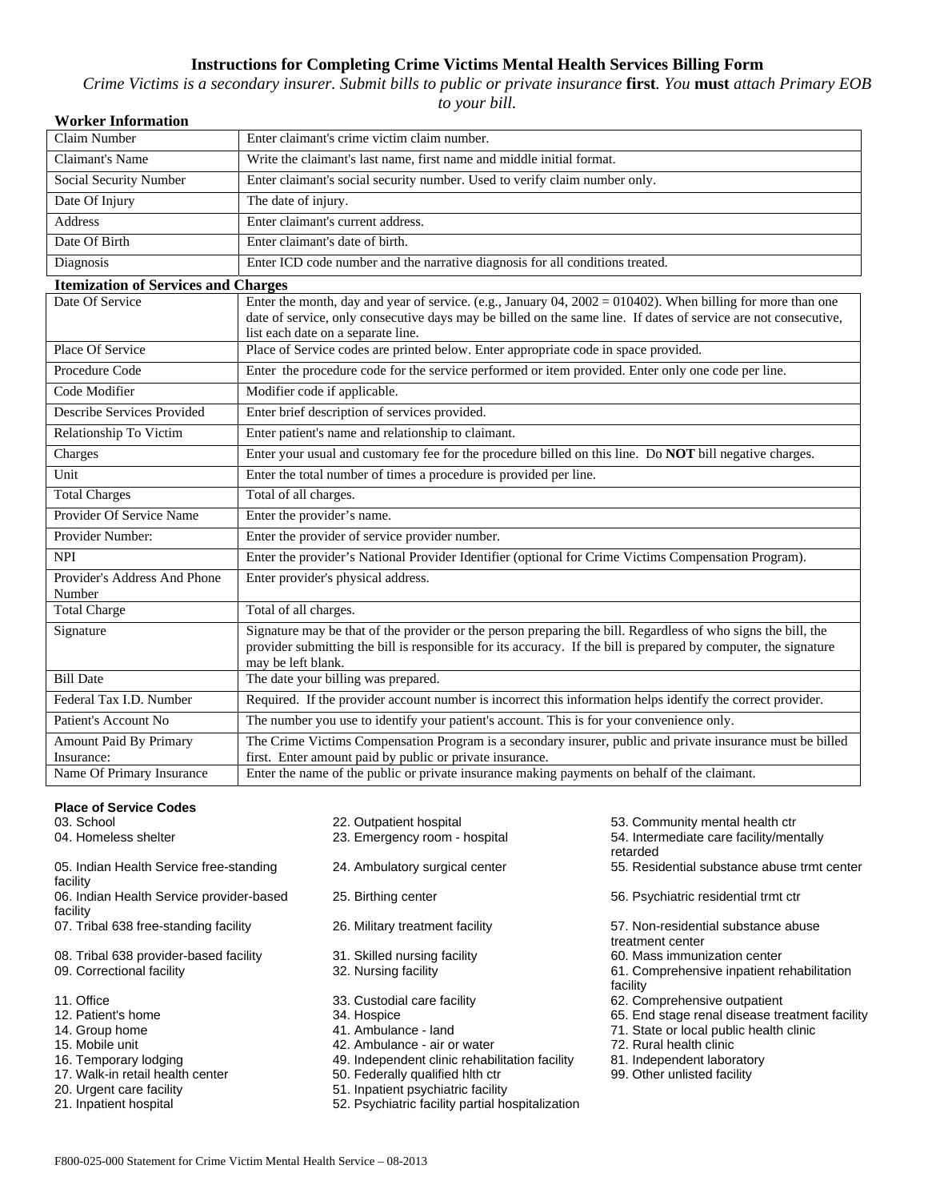## Instructions for Completing Crime Victims Mental Health Services Billing Form

*Crime Victims is a secondary insurer. Submit bills to public or private insurance* **first**. *You* **must** *attach Primary EOB to your bill.*

### Worker Information

| | |
|---|---|
| Claim Number | Enter claimant's crime victim claim number. |
| Claimant's Name | Write the claimant's last name, first name and middle initial format. |
| Social Security Number | Enter claimant's social security number. Used to verify claim number only. |
| Date Of Injury | The date of injury. |
| Address | Enter claimant's current address. |
| Date Of Birth | Enter claimant's date of birth. |
| Diagnosis | Enter ICD code number and the narrative diagnosis for all conditions treated. |

### Itemization of Services and Charges

| | |
|---|---|
| Date Of Service | Enter the month, day and year of service. (e.g., January 04, 2002 = 010402). When billing for more than one date of service, only consecutive days may be billed on the same line. If dates of service are not consecutive, list each date on a separate line. |
| Place Of Service | Place of Service codes are printed below. Enter appropriate code in space provided. |
| Procedure Code | Enter the procedure code for the service performed or item provided. Enter only one code per line. |
| Code Modifier | Modifier code if applicable. |
| Describe Services Provided | Enter brief description of services provided. |
| Relationship To Victim | Enter patient's name and relationship to claimant. |
| Charges | Enter your usual and customary fee for the procedure billed on this line. Do **NOT** bill negative charges. |
| Unit | Enter the total number of times a procedure is provided per line. |
| Total Charges | Total of all charges. |
| Provider Of Service Name | Enter the provider's name. |
| Provider Number: | Enter the provider of service provider number. |
| NPI | Enter the provider's National Provider Identifier (optional for Crime Victims Compensation Program). |
| Provider's Address And Phone Number | Enter provider's physical address. |
| Total Charge | Total of all charges. |
| Signature | Signature may be that of the provider or the person preparing the bill. Regardless of who signs the bill, the provider submitting the bill is responsible for its accuracy. If the bill is prepared by computer, the signature may be left blank. |
| Bill Date | The date your billing was prepared. |
| Federal Tax I.D. Number | Required. If the provider account number is incorrect this information helps identify the correct provider. |
| Patient's Account No | The number you use to identify your patient's account. This is for your convenience only. |
| Amount Paid By Primary Insurance: | The Crime Victims Compensation Program is a secondary insurer, public and private insurance must be billed first. Enter amount paid by public or private insurance. |
| Name Of Primary Insurance | Enter the name of the public or private insurance making payments on behalf of the claimant. |

**Place of Service Codes**

03. School
04. Homeless shelter
05. Indian Health Service free-standing facility
06. Indian Health Service provider-based facility
07. Tribal 638 free-standing facility
08. Tribal 638 provider-based facility
09. Correctional facility
11. Office
12. Patient's home
14. Group home
15. Mobile unit
16. Temporary lodging
17. Walk-in retail health center
20. Urgent care facility
21. Inpatient hospital
22. Outpatient hospital
23. Emergency room - hospital
24. Ambulatory surgical center
25. Birthing center
26. Military treatment facility
31. Skilled nursing facility
32. Nursing facility
33. Custodial care facility
34. Hospice
41. Ambulance - land
42. Ambulance - air or water
49. Independent clinic rehabilitation facility
50. Federally qualified hlth ctr
51. Inpatient psychiatric facility
52. Psychiatric facility partial hospitalization
53. Community mental health ctr
54. Intermediate care facility/mentally retarded
55. Residential substance abuse trmt center
56. Psychiatric residential trmt ctr
57. Non-residential substance abuse treatment center
60. Mass immunization center
61. Comprehensive inpatient rehabilitation facility
62. Comprehensive outpatient
65. End stage renal disease treatment facility
71. State or local public health clinic
72. Rural health clinic
81. Independent laboratory
99. Other unlisted facility

F800-025-000 Statement for Crime Victim Mental Health Service – 08-2013